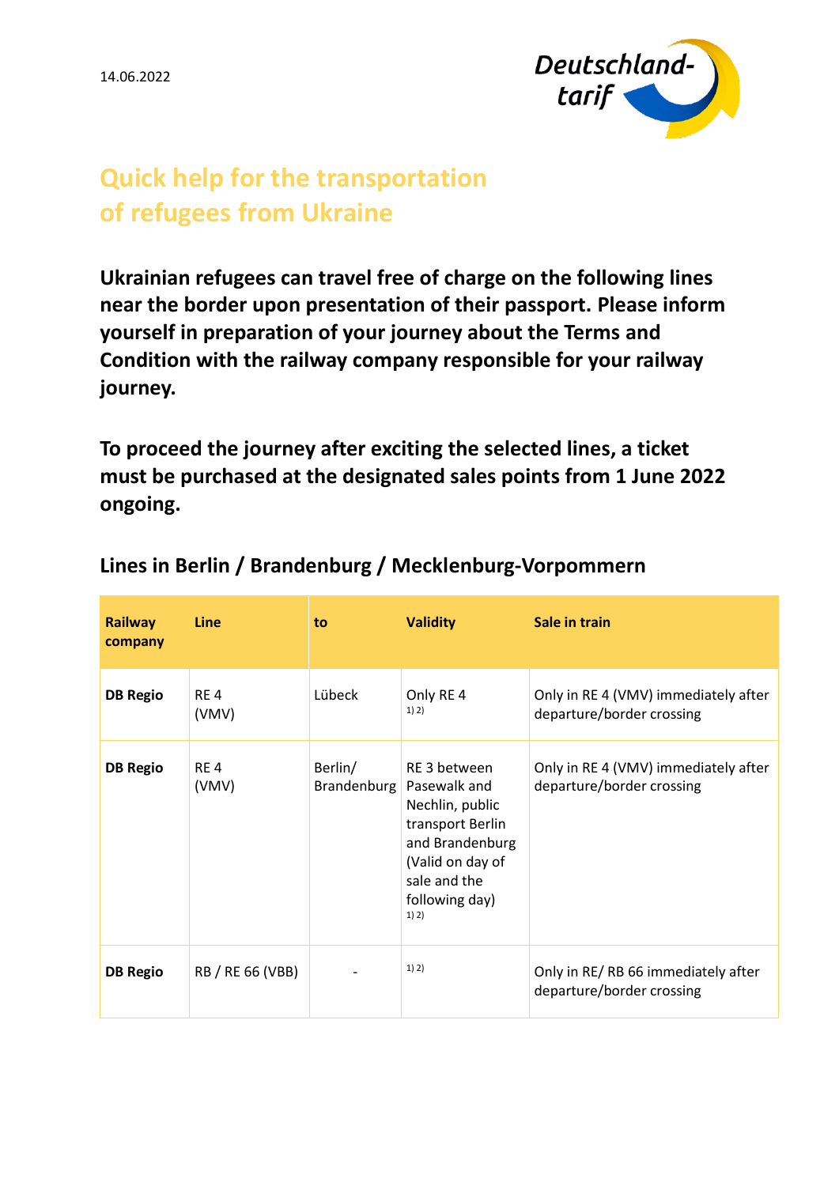14.06.2022

Deutschland-tarif

# Quick help for the transportation of refugees from Ukraine

**Ukrainian refugees can travel free of charge on the following lines near the border upon presentation of their passport. Please inform yourself in preparation of your journey about the Terms and Condition with the railway company responsible for your railway journey.**

**To proceed the journey after exciting the selected lines, a ticket must be purchased at the designated sales points from 1 June 2022 ongoing.**

## Lines in Berlin / Brandenburg / Mecklenburg-Vorpommern

| Railway company | Line | to | Validity | Sale in train |
|---|---|---|---|---|
| **DB Regio** | RE 4 (VMV) | Lübeck | Only RE 4 [1) 2)] | Only in RE 4 (VMV) immediately after departure/border crossing |
| **DB Regio** | RE 4 (VMV) | Berlin/ Brandenburg | RE 3 between Pasewalk and Nechlin, public transport Berlin and Brandenburg (Valid on day of sale and the following day) [1) 2)] | Only in RE 4 (VMV) immediately after departure/border crossing |
| **DB Regio** | RB / RE 66 (VBB) | - | [1) 2)] | Only in RE/ RB 66 immediately after departure/border crossing |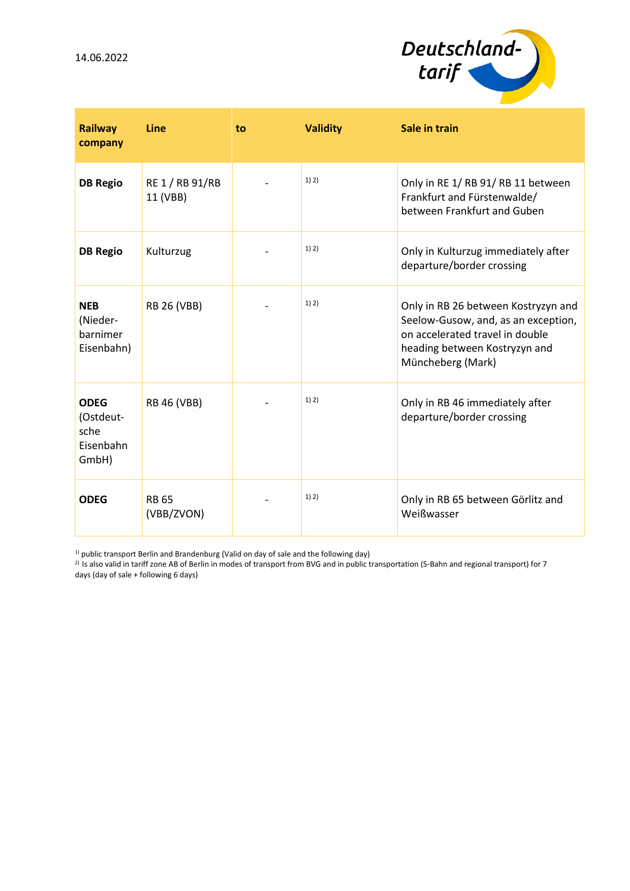14.06.2022

| Railway company | Line | to | Validity | Sale in train |
|---|---|---|---|---|
| **DB Regio** | RE 1 / RB 91/RB 11 (VBB) | - | 1) 2) | Only in RE 1/ RB 91/ RB 11 between Frankfurt and Fürstenwalde/ between Frankfurt and Guben |
| **DB Regio** | Kulturzug | - | 1) 2) | Only in Kulturzug immediately after departure/border crossing |
| **NEB** (Nieder-barnimer Eisenbahn) | RB 26 (VBB) | - | 1) 2) | Only in RB 26 between Kostryzyn and Seelow-Gusow, and, as an exception, on accelerated travel in double heading between Kostryzyn and Müncheberg (Mark) |
| **ODEG** (Ostdeut-sche Eisenbahn GmbH) | RB 46 (VBB) | - | 1) 2) | Only in RB 46 immediately after departure/border crossing |
| **ODEG** | RB 65 (VBB/ZVON) | - | 1) 2) | Only in RB 65 between Görlitz and Weißwasser |

1) public transport Berlin and Brandenburg (Valid on day of sale and the following day)
2) Is also valid in tariff zone AB of Berlin in modes of transport from BVG and in public transportation (S-Bahn and regional transport) for 7 days (day of sale + following 6 days)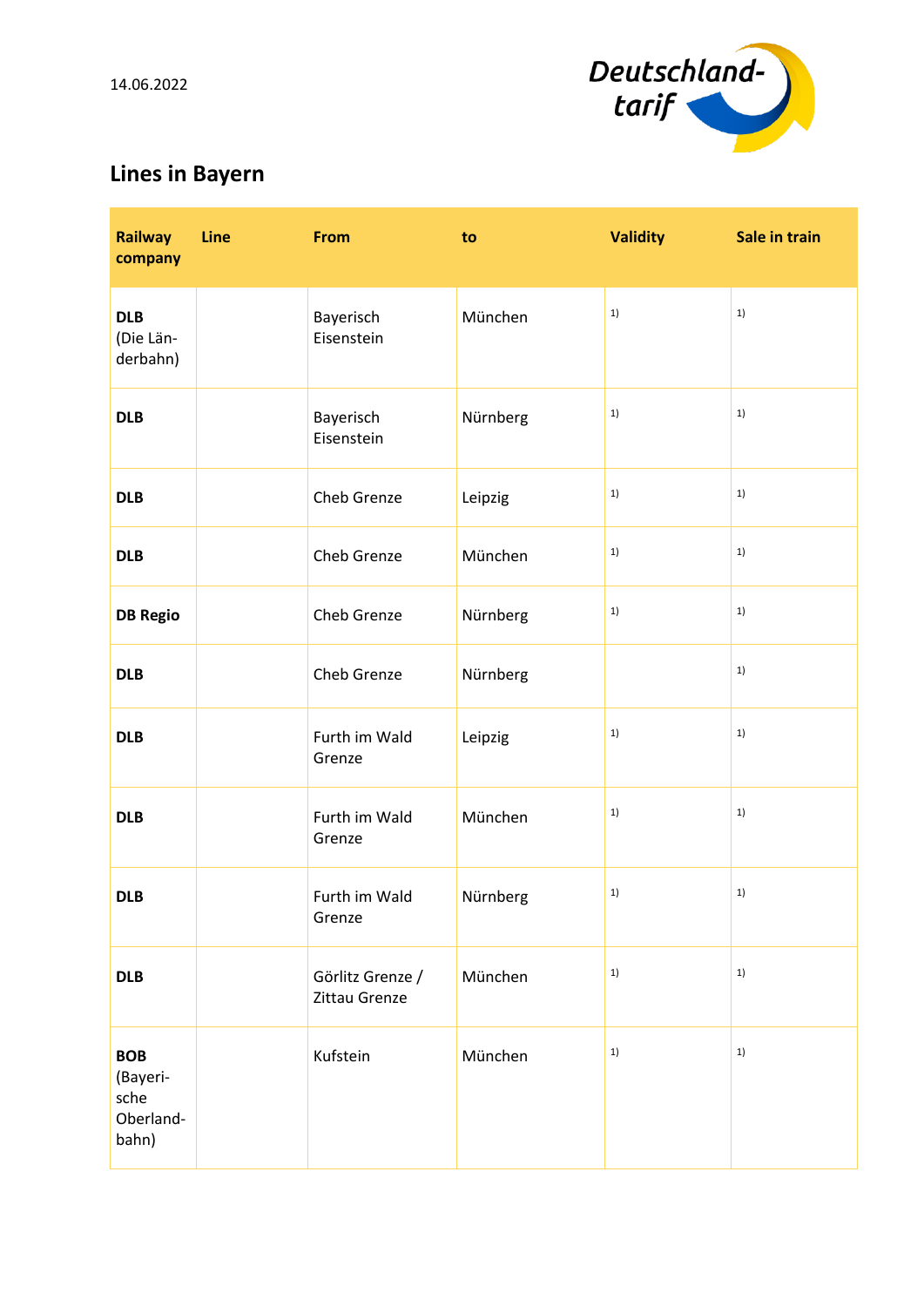14.06.2022

## Lines in Bayern

| Railway company | Line | From | to | Validity | Sale in train |
|---|---|---|---|---|---|
| **DLB** (Die Länderbahn) | | Bayerisch Eisenstein | München | [1] | [1] |
| **DLB** | | Bayerisch Eisenstein | Nürnberg | [1] | [1] |
| **DLB** | | Cheb Grenze | Leipzig | [1] | [1] |
| **DLB** | | Cheb Grenze | München | [1] | [1] |
| **DB Regio** | | Cheb Grenze | Nürnberg | [1] | [1] |
| **DLB** | | Cheb Grenze | Nürnberg | | [1] |
| **DLB** | | Furth im Wald Grenze | Leipzig | [1] | [1] |
| **DLB** | | Furth im Wald Grenze | München | [1] | [1] |
| **DLB** | | Furth im Wald Grenze | Nürnberg | [1] | [1] |
| **DLB** | | Görlitz Grenze / Zittau Grenze | München | [1] | [1] |
| **BOB** (Bayerische Oberlandbahn) | | Kufstein | München | [1] | [1] |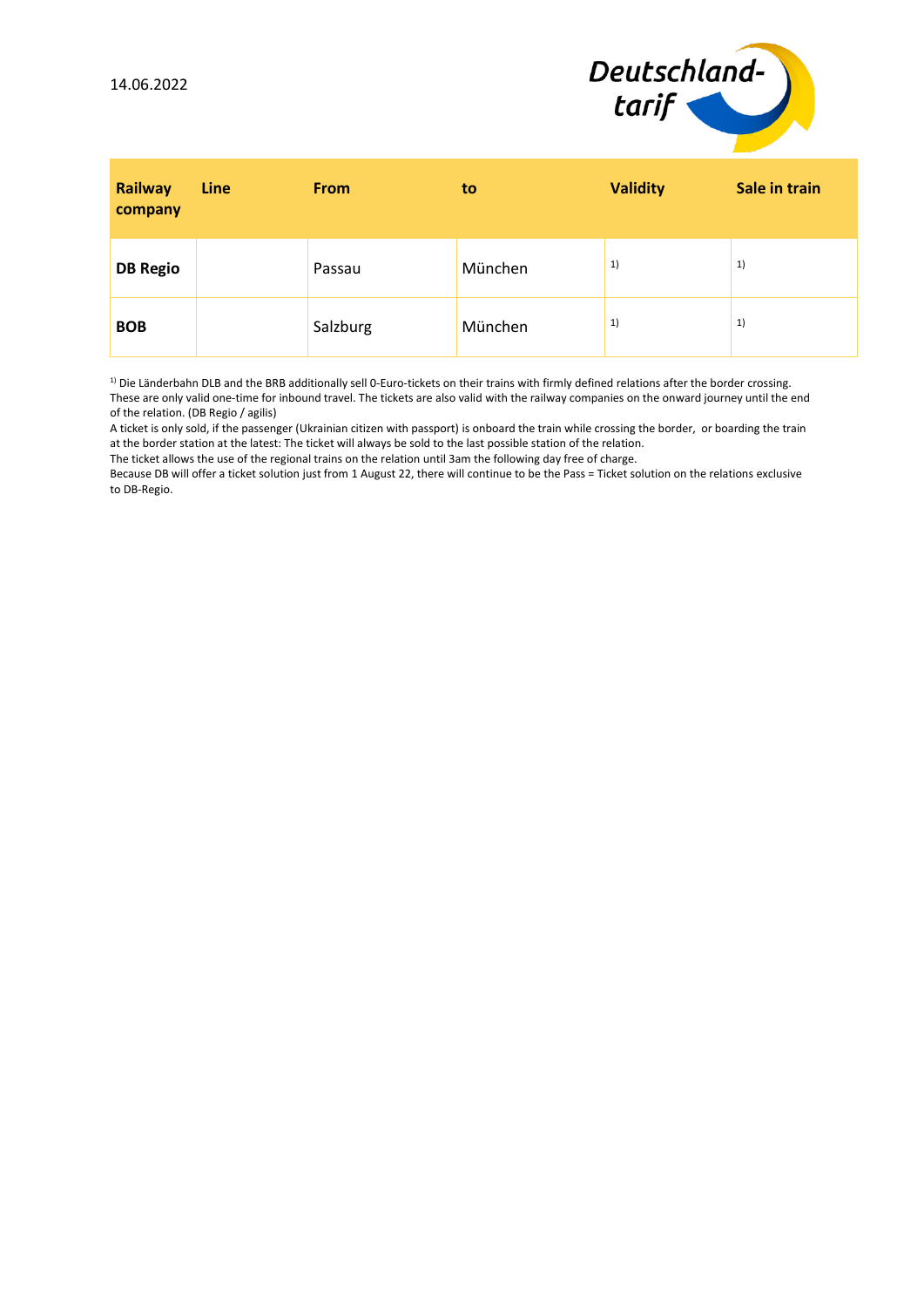14.06.2022

Deutschland-tarif

| Railway company | Line | From | to | Validity | Sale in train |
|---|---|---|---|---|---|
| **DB Regio** | | Passau | München | [1] | [1] |
| **BOB** | | Salzburg | München | [1] | [1] |

[1] Die Länderbahn DLB and the BRB additionally sell 0-Euro-tickets on their trains with firmly defined relations after the border crossing. These are only valid one-time for inbound travel. The tickets are also valid with the railway companies on the onward journey until the end of the relation. (DB Regio / agilis)

A ticket is only sold, if the passenger (Ukrainian citizen with passport) is onboard the train while crossing the border, or boarding the train at the border station at the latest: The ticket will always be sold to the last possible station of the relation.

The ticket allows the use of the regional trains on the relation until 3am the following day free of charge.

Because DB will offer a ticket solution just from 1 August 22, there will continue to be the Pass = Ticket solution on the relations exclusive to DB-Regio.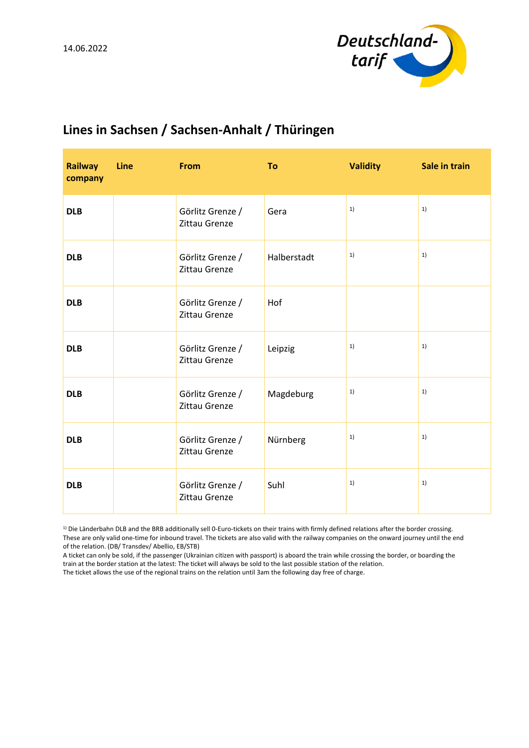14.06.2022

## Lines in Sachsen / Sachsen-Anhalt / Thüringen

| Railway company | Line | From | To | Validity | Sale in train |
|---|---|---|---|---|---|
| **DLB** | | Görlitz Grenze / Zittau Grenze | Gera | [1] | [1] |
| **DLB** | | Görlitz Grenze / Zittau Grenze | Halberstadt | [1] | [1] |
| **DLB** | | Görlitz Grenze / Zittau Grenze | Hof | | |
| **DLB** | | Görlitz Grenze / Zittau Grenze | Leipzig | [1] | [1] |
| **DLB** | | Görlitz Grenze / Zittau Grenze | Magdeburg | [1] | [1] |
| **DLB** | | Görlitz Grenze / Zittau Grenze | Nürnberg | [1] | [1] |
| **DLB** | | Görlitz Grenze / Zittau Grenze | Suhl | [1] | [1] |

[1] Die Länderbahn DLB and the BRB additionally sell 0-Euro-tickets on their trains with firmly defined relations after the border crossing. These are only valid one-time for inbound travel. The tickets are also valid with the railway companies on the onward journey until the end of the relation. (DB/ Transdev/ Abellio, EB/STB)
A ticket can only be sold, if the passenger (Ukrainian citizen with passport) is aboard the train while crossing the border, or boarding the train at the border station at the latest: The ticket will always be sold to the last possible station of the relation.
The ticket allows the use of the regional trains on the relation until 3am the following day free of charge.